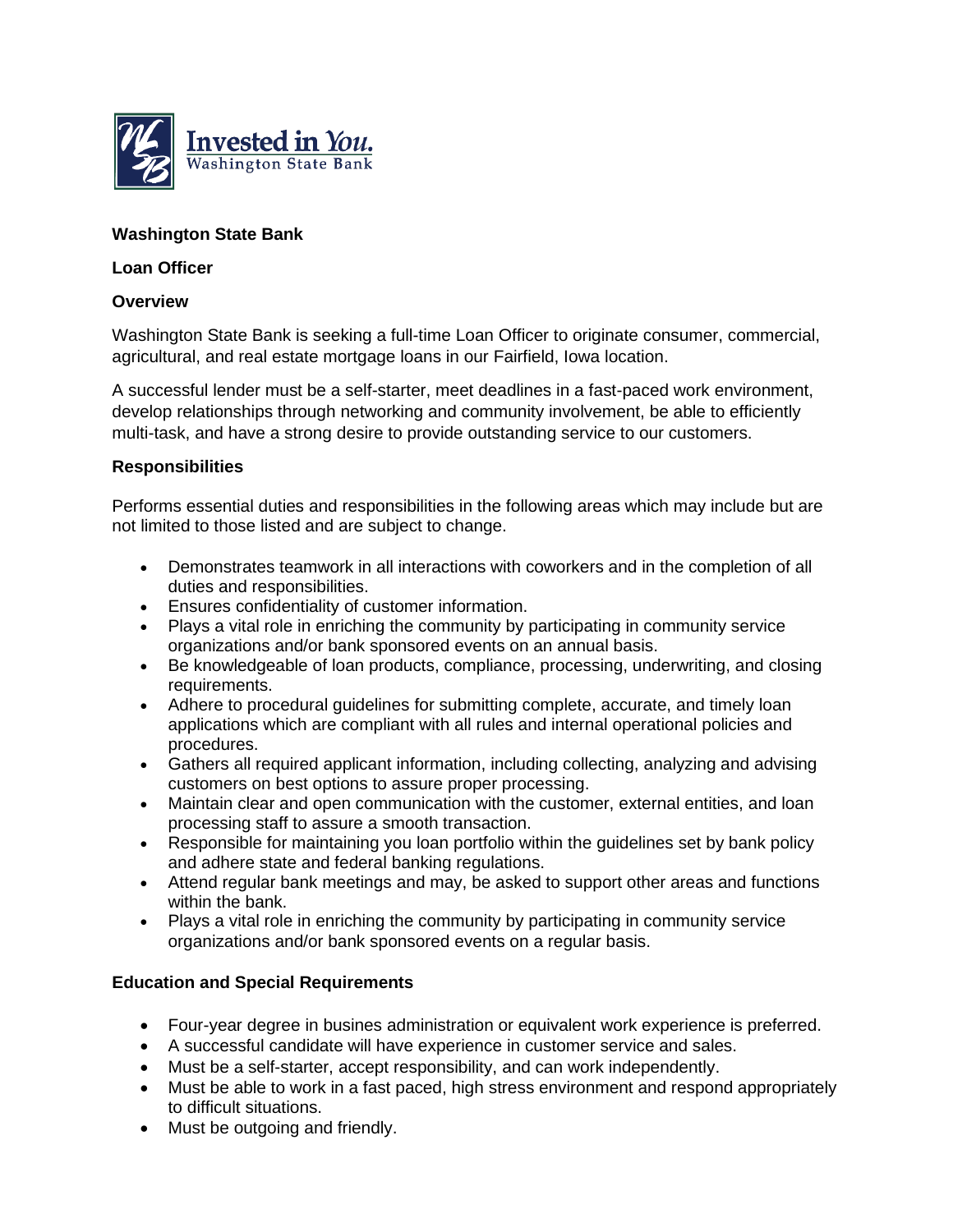Invested in You.
Washington State Bank

**Washington State Bank**

**Loan Officer**

**Overview**

Washington State Bank is seeking a full-time Loan Officer to originate consumer, commercial, agricultural, and real estate mortgage loans in our Fairfield, Iowa location.

A successful lender must be a self-starter, meet deadlines in a fast-paced work environment, develop relationships through networking and community involvement, be able to efficiently multi-task, and have a strong desire to provide outstanding service to our customers.

**Responsibilities**

Performs essential duties and responsibilities in the following areas which may include but are not limited to those listed and are subject to change.

- Demonstrates teamwork in all interactions with coworkers and in the completion of all duties and responsibilities.
- Ensures confidentiality of customer information.
- Plays a vital role in enriching the community by participating in community service organizations and/or bank sponsored events on an annual basis.
- Be knowledgeable of loan products, compliance, processing, underwriting, and closing requirements.
- Adhere to procedural guidelines for submitting complete, accurate, and timely loan applications which are compliant with all rules and internal operational policies and procedures.
- Gathers all required applicant information, including collecting, analyzing and advising customers on best options to assure proper processing.
- Maintain clear and open communication with the customer, external entities, and loan processing staff to assure a smooth transaction.
- Responsible for maintaining you loan portfolio within the guidelines set by bank policy and adhere state and federal banking regulations.
- Attend regular bank meetings and may, be asked to support other areas and functions within the bank.
- Plays a vital role in enriching the community by participating in community service organizations and/or bank sponsored events on a regular basis.

**Education and Special Requirements**

- Four-year degree in busines administration or equivalent work experience is preferred.
- A successful candidate will have experience in customer service and sales.
- Must be a self-starter, accept responsibility, and can work independently.
- Must be able to work in a fast paced, high stress environment and respond appropriately to difficult situations.
- Must be outgoing and friendly.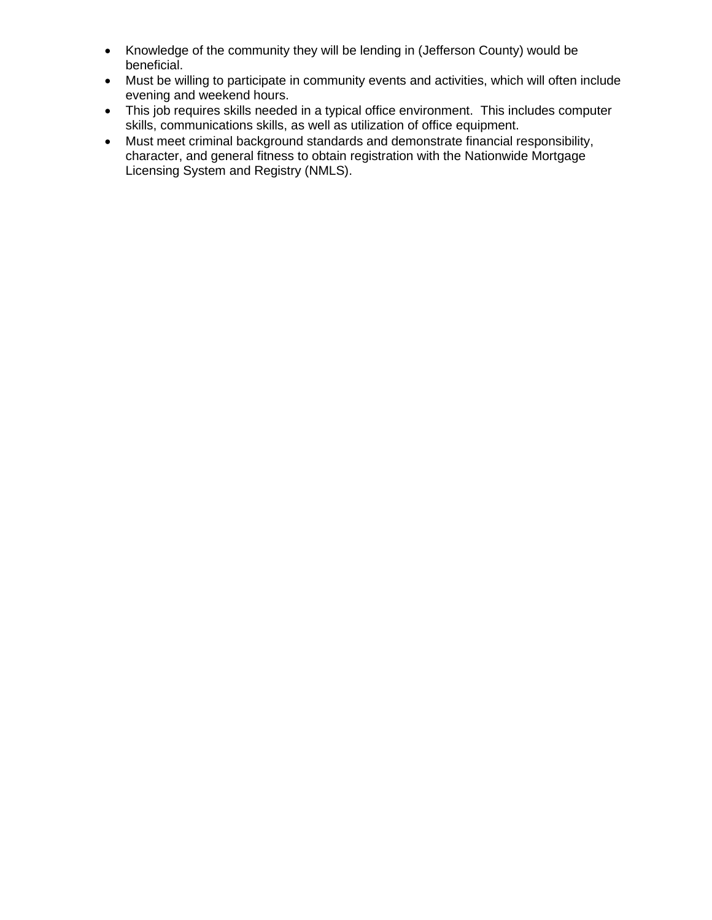- Knowledge of the community they will be lending in (Jefferson County) would be beneficial.
- Must be willing to participate in community events and activities, which will often include evening and weekend hours.
- This job requires skills needed in a typical office environment. This includes computer skills, communications skills, as well as utilization of office equipment.
- Must meet criminal background standards and demonstrate financial responsibility, character, and general fitness to obtain registration with the Nationwide Mortgage Licensing System and Registry (NMLS).